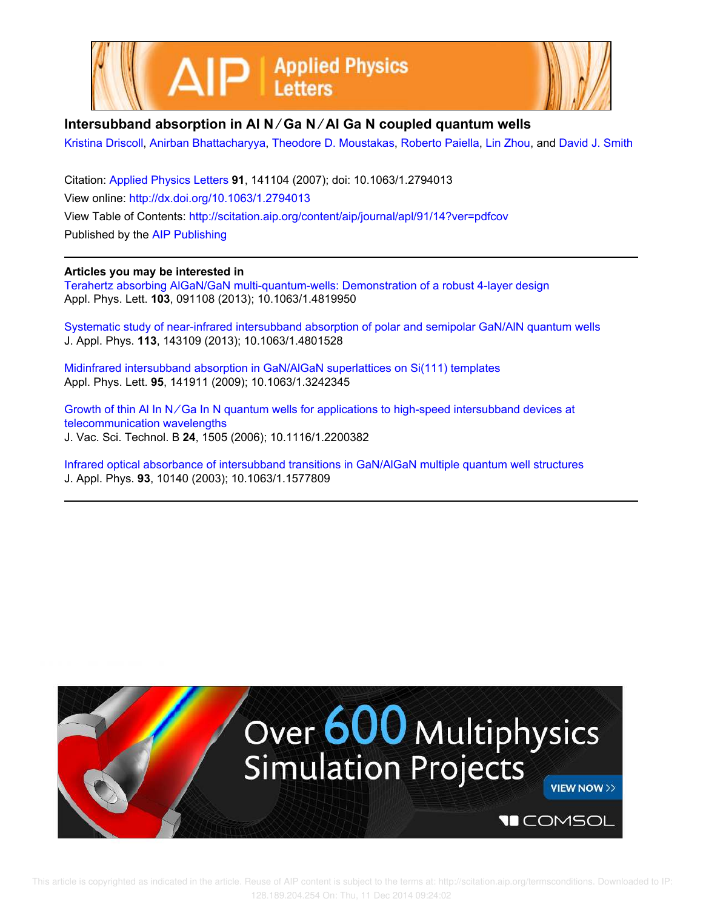# Intersubband absorption in AlN/GaN/AlGaN coupled quantum wells

Kristina Driscoll, Anirban Bhattacharyya, Theodore D. Moustakas, Roberto Paiella, Lin Zhou, and David J. Smith

Citation: Applied Physics Letters **91**, 141104 (2007); doi: 10.1063/1.2794013

View online: http://dx.doi.org/10.1063/1.2794013

View Table of Contents: http://scitation.aip.org/content/aip/journal/apl/91/14?ver=pdfcov

Published by the AIP Publishing

## Articles you may be interested in

Terahertz absorbing AlGaN/GaN multi-quantum-wells: Demonstration of a robust 4-layer design
Appl. Phys. Lett. **103**, 091108 (2013); 10.1063/1.4819950

Systematic study of near-infrared intersubband absorption of polar and semipolar GaN/AlN quantum wells
J. Appl. Phys. **113**, 143109 (2013); 10.1063/1.4801528

Midinfrared intersubband absorption in GaN/AlGaN superlattices on Si(111) templates
Appl. Phys. Lett. **95**, 141911 (2009); 10.1063/1.3242345

Growth of thin AlInN/GaInN quantum wells for applications to high-speed intersubband devices at telecommunication wavelengths
J. Vac. Sci. Technol. B **24**, 1505 (2006); 10.1116/1.2200382

Infrared optical absorbance of intersubband transitions in GaN/AlGaN multiple quantum well structures
J. Appl. Phys. **93**, 10140 (2003); 10.1063/1.1577809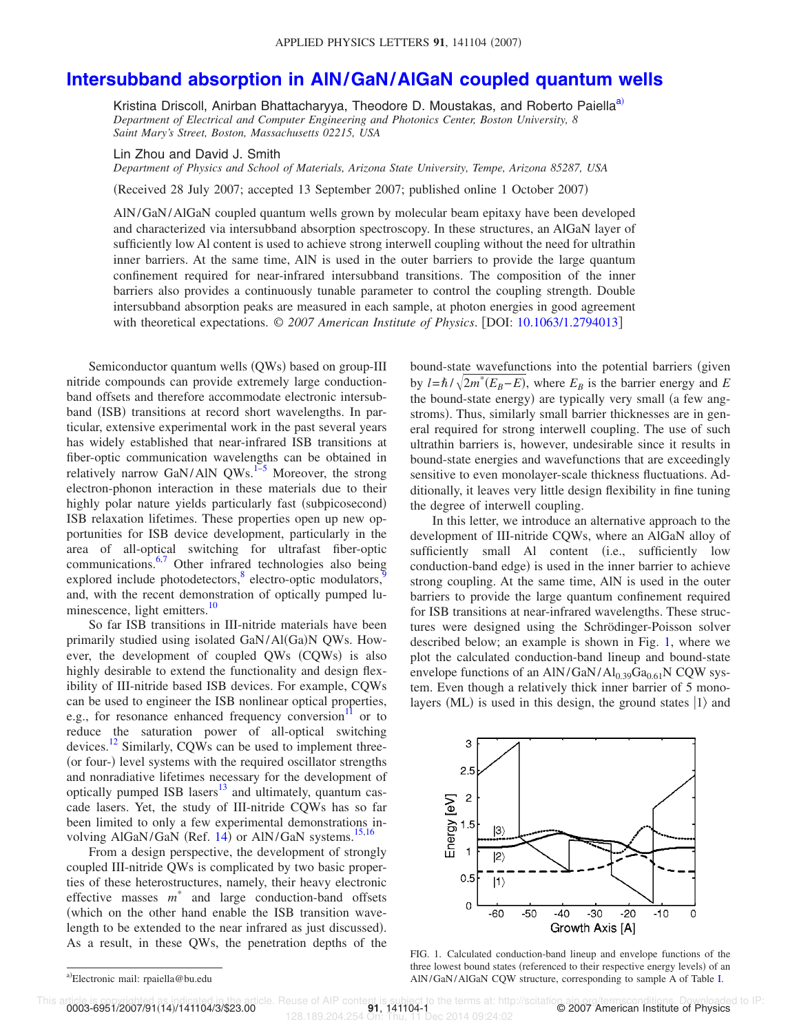# Intersubband absorption in AlN/GaN/AlGaN coupled quantum wells

Kristina Driscoll, Anirban Bhattacharyya, Theodore D. Moustakas, and Roberto Paiella[a)]

*Department of Electrical and Computer Engineering and Photonics Center, Boston University, 8 Saint Mary's Street, Boston, Massachusetts 02215, USA*

Lin Zhou and David J. Smith

*Department of Physics and School of Materials, Arizona State University, Tempe, Arizona 85287, USA*

(Received 28 July 2007; accepted 13 September 2007; published online 1 October 2007)

AlN/GaN/AlGaN coupled quantum wells grown by molecular beam epitaxy have been developed and characterized via intersubband absorption spectroscopy. In these structures, an AlGaN layer of sufficiently low Al content is used to achieve strong interwell coupling without the need for ultrathin inner barriers. At the same time, AlN is used in the outer barriers to provide the large quantum confinement required for near-infrared intersubband transitions. The composition of the inner barriers also provides a continuously tunable parameter to control the coupling strength. Double intersubband absorption peaks are measured in each sample, at photon energies in good agreement with theoretical expectations. © *2007 American Institute of Physics*. [DOI: 10.1063/1.2794013]

Semiconductor quantum wells (QWs) based on group-III nitride compounds can provide extremely large conduction-band offsets and therefore accommodate electronic intersubband (ISB) transitions at record short wavelengths. In particular, extensive experimental work in the past several years has widely established that near-infrared ISB transitions at fiber-optic communication wavelengths can be obtained in relatively narrow GaN/AlN QWs.[1–5] Moreover, the strong electron-phonon interaction in these materials due to their highly polar nature yields particularly fast (subpicosecond) ISB relaxation lifetimes. These properties open up new opportunities for ISB device development, particularly in the area of all-optical switching for ultrafast fiber-optic communications.[6,7] Other infrared technologies also being explored include photodetectors,[8] electro-optic modulators,[9] and, with the recent demonstration of optically pumped luminescence, light emitters.[10]

So far ISB transitions in III-nitride materials have been primarily studied using isolated GaN/Al(Ga)N QWs. However, the development of coupled QWs (CQWs) is also highly desirable to extend the functionality and design flexibility of III-nitride based ISB devices. For example, CQWs can be used to engineer the ISB nonlinear optical properties, e.g., for resonance enhanced frequency conversion[11] or to reduce the saturation power of all-optical switching devices.[12] Similarly, CQWs can be used to implement three- (or four-) level systems with the required oscillator strengths and nonradiative lifetimes necessary for the development of optically pumped ISB lasers[13] and ultimately, quantum cascade lasers. Yet, the study of III-nitride CQWs has so far been limited to only a few experimental demonstrations involving AlGaN/GaN (Ref. 14) or AlN/GaN systems.[15,16]

From a design perspective, the development of strongly coupled III-nitride QWs is complicated by two basic properties of these heterostructures, namely, their heavy electronic effective masses $m^*$ and large conduction-band offsets (which on the other hand enable the ISB transition wavelength to be extended to the near infrared as just discussed). As a result, in these QWs, the penetration depths of the bound-state wavefunctions into the potential barriers (given by $l=\hbar/\sqrt{2m^*(E_B-E)}$, where $E_B$ is the barrier energy and $E$ the bound-state energy) are typically very small (a few angstroms). Thus, similarly small barrier thicknesses are in general required for strong interwell coupling. The use of such ultrathin barriers is, however, undesirable since it results in bound-state energies and wavefunctions that are exceedingly sensitive to even monolayer-scale thickness fluctuations. Additionally, it leaves very little design flexibility in fine tuning the degree of interwell coupling.

In this letter, we introduce an alternative approach to the development of III-nitride CQWs, where an AlGaN alloy of sufficiently small Al content (i.e., sufficiently low conduction-band edge) is used in the inner barrier to achieve strong coupling. At the same time, AlN is used in the outer barriers to provide the large quantum confinement required for ISB transitions at near-infrared wavelengths. These structures were designed using the Schrödinger-Poisson solver described below; an example is shown in Fig. 1, where we plot the calculated conduction-band lineup and bound-state envelope functions of an $AlN/GaN/Al_{0.39}Ga_{0.61}N$ CQW system. Even though a relatively thick inner barrier of 5 monolayers (ML) is used in this design, the ground states $|1\rangle$ and

FIG. 1. Calculated conduction-band lineup and envelope functions of the three lowest bound states (referenced to their respective energy levels) of an AlN/GaN/AlGaN CQW structure, corresponding to sample A of Table I.

[a)]Electronic mail: rpaiella@bu.edu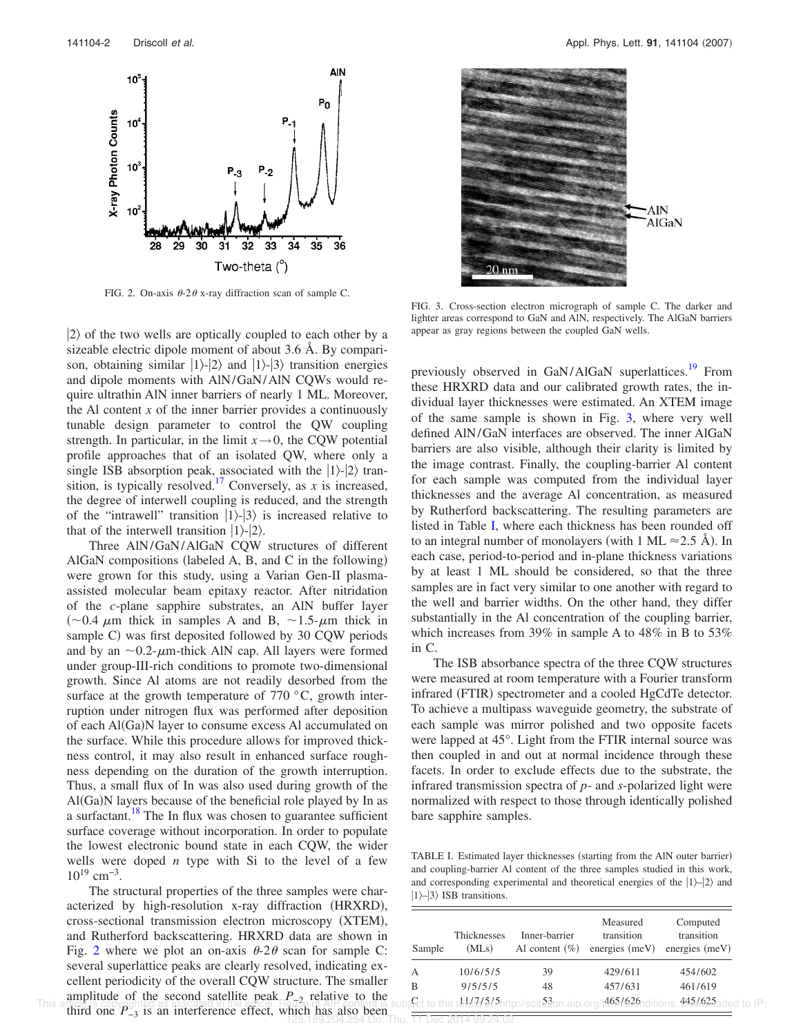FIG. 2. On-axis $\theta$-$2\theta$ x-ray diffraction scan of sample C.

FIG. 3. Cross-section electron micrograph of sample C. The darker and lighter areas correspond to GaN and AlN, respectively. The AlGaN barriers appear as gray regions between the coupled GaN wells.

$|2\rangle$ of the two wells are optically coupled to each other by a sizeable electric dipole moment of about 3.6 Å. By comparison, obtaining similar $|1\rangle$-$|2\rangle$ and $|1\rangle$-$|3\rangle$ transition energies and dipole moments with AlN/GaN/AlN CQWs would require ultrathin AlN inner barriers of nearly 1 ML. Moreover, the Al content $x$ of the inner barrier provides a continuously tunable design parameter to control the QW coupling strength. In particular, in the limit $x \rightarrow 0$, the CQW potential profile approaches that of an isolated QW, where only a single ISB absorption peak, associated with the $|1\rangle$-$|2\rangle$ transition, is typically resolved.[17] Conversely, as $x$ is increased, the degree of interwell coupling is reduced, and the strength of the "intrawell" transition $|1\rangle$-$|3\rangle$ is increased relative to that of the interwell transition $|1\rangle$-$|2\rangle$.

Three AlN/GaN/AlGaN CQW structures of different AlGaN compositions (labeled A, B, and C in the following) were grown for this study, using a Varian Gen-II plasma-assisted molecular beam epitaxy reactor. After nitridation of the $c$-plane sapphire substrates, an AlN buffer layer ($\sim$0.4 $\mu$m thick in samples A and B, $\sim$1.5-$\mu$m thick in sample C) was first deposited followed by 30 CQW periods and by an $\sim$0.2-$\mu$m-thick AlN cap. All layers were formed under group-III-rich conditions to promote two-dimensional growth. Since Al atoms are not readily desorbed from the surface at the growth temperature of 770 °C, growth interruption under nitrogen flux was performed after deposition of each Al(Ga)N layer to consume excess Al accumulated on the surface. While this procedure allows for improved thickness control, it may also result in enhanced surface roughness depending on the duration of the growth interruption. Thus, a small flux of In was also used during growth of the Al(Ga)N layers because of the beneficial role played by In as a surfactant.[18] The In flux was chosen to guarantee sufficient surface coverage without incorporation. In order to populate the lowest electronic bound state in each CQW, the wider wells were doped $n$ type with Si to the level of a few $10^{19}$ cm$^{-3}$.

The structural properties of the three samples were characterized by high-resolution x-ray diffraction (HRXRD), cross-sectional transmission electron microscopy (XTEM), and Rutherford backscattering. HRXRD data are shown in Fig. 2 where we plot an on-axis $\theta$-$2\theta$ scan for sample C: several superlattice peaks are clearly resolved, indicating excellent periodicity of the overall CQW structure. The smaller amplitude of the second satellite peak $P_{-2}$ relative to the third one $P_{-3}$ is an interference effect, which has also been previously observed in GaN/AlGaN superlattices.[19] From these HRXRD data and our calibrated growth rates, the individual layer thicknesses were estimated. An XTEM image of the same sample is shown in Fig. 3, where very well defined AlN/GaN interfaces are observed. The inner AlGaN barriers are also visible, although their clarity is limited by the image contrast. Finally, the coupling-barrier Al content for each sample was computed from the individual layer thicknesses and the average Al concentration, as measured by Rutherford backscattering. The resulting parameters are listed in Table I, where each thickness has been rounded off to an integral number of monolayers (with 1 ML $\approx$2.5 Å). In each case, period-to-period and in-plane thickness variations by at least 1 ML should be considered, so that the three samples are in fact very similar to one another with regard to the well and barrier widths. On the other hand, they differ substantially in the Al concentration of the coupling barrier, which increases from 39% in sample A to 48% in B to 53% in C.

The ISB absorbance spectra of the three CQW structures were measured at room temperature with a Fourier transform infrared (FTIR) spectrometer and a cooled HgCdTe detector. To achieve a multipass waveguide geometry, the substrate of each sample was mirror polished and two opposite facets were lapped at 45°. Light from the FTIR internal source was then coupled in and out at normal incidence through these facets. In order to exclude effects due to the substrate, the infrared transmission spectra of $p$- and $s$-polarized light were normalized with respect to those through identically polished bare sapphire samples.

TABLE I. Estimated layer thicknesses (starting from the AlN outer barrier) and coupling-barrier Al content of the three samples studied in this work, and corresponding experimental and theoretical energies of the $|1\rangle$–$|2\rangle$ and $|1\rangle$–$|3\rangle$ ISB transitions.

| Sample | Thicknesses (MLs) | Inner-barrier Al content (%) | Measured transition energies (meV) | Computed transition energies (meV) |
|---|---|---|---|---|
| A | 10/6/5/5 | 39 | 429/611 | 454/602 |
| B | 9/5/5/5 | 48 | 457/631 | 461/619 |
| C | 11/7/5/5 | 53 | 465/626 | 445/625 |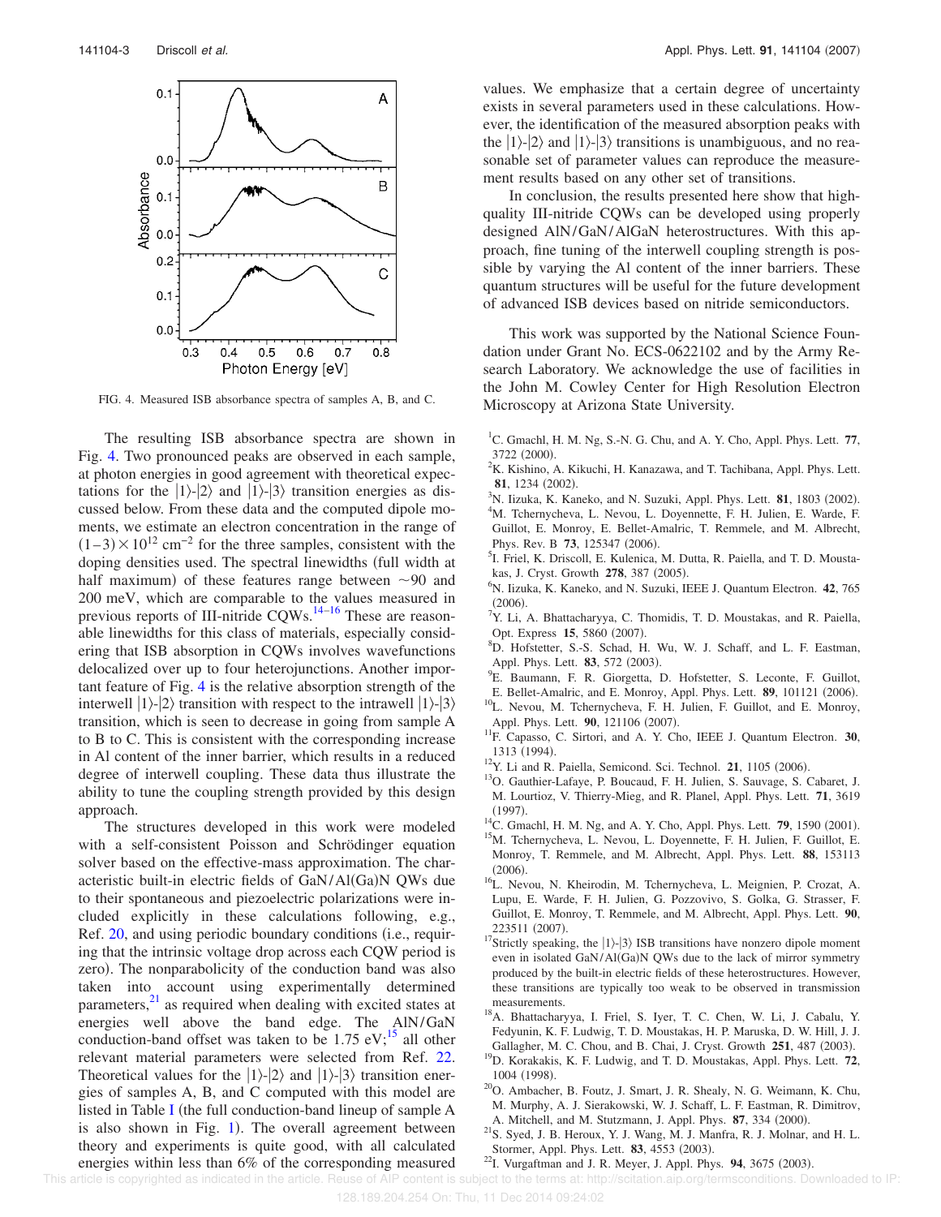A

0.1

0.0

B

0.1

0.0

0.2

C

0.1

0.0

Absorbance

0.3 0.4 0.5 0.6 0.7 0.8

Photon Energy [eV]

FIG. 4. Measured ISB absorbance spectra of samples A, B, and C.

The resulting ISB absorbance spectra are shown in Fig. 4. Two pronounced peaks are observed in each sample, at photon energies in good agreement with theoretical expectations for the $|1\rangle$-$|2\rangle$ and $|1\rangle$-$|3\rangle$ transition energies as discussed below. From these data and the computed dipole moments, we estimate an electron concentration in the range of $(1-3)\times 10^{12}$ cm$^{-2}$ for the three samples, consistent with the doping densities used. The spectral linewidths (full width at half maximum) of these features range between ~90 and 200 meV, which are comparable to the values measured in previous reports of III-nitride CQWs.[14–16] These are reasonable linewidths for this class of materials, especially considering that ISB absorption in CQWs involves wavefunctions delocalized over up to four heterojunctions. Another important feature of Fig. 4 is the relative absorption strength of the interwell $|1\rangle$-$|2\rangle$ transition with respect to the intrawell $|1\rangle$-$|3\rangle$ transition, which is seen to decrease in going from sample A to B to C. This is consistent with the corresponding increase in Al content of the inner barrier, which results in a reduced degree of interwell coupling. These data thus illustrate the ability to tune the coupling strength provided by this design approach.

The structures developed in this work were modeled with a self-consistent Poisson and Schrödinger equation solver based on the effective-mass approximation. The characteristic built-in electric fields of GaN/Al(Ga)N QWs due to their spontaneous and piezoelectric polarizations were included explicitly in these calculations following, e.g., Ref. 20, and using periodic boundary conditions (i.e., requiring that the intrinsic voltage drop across each CQW period is zero). The nonparabolicity of the conduction band was also taken into account using experimentally determined parameters,[21] as required when dealing with excited states at energies well above the band edge. The AlN/GaN conduction-band offset was taken to be 1.75 eV;[15] all other relevant material parameters were selected from Ref. 22. Theoretical values for the $|1\rangle$-$|2\rangle$ and $|1\rangle$-$|3\rangle$ transition energies of samples A, B, and C computed with this model are listed in Table I (the full conduction-band lineup of sample A is also shown in Fig. 1). The overall agreement between theory and experiments is quite good, with all calculated energies within less than 6% of the corresponding measured values. We emphasize that a certain degree of uncertainty exists in several parameters used in these calculations. However, the identification of the measured absorption peaks with the $|1\rangle$-$|2\rangle$ and $|1\rangle$-$|3\rangle$ transitions is unambiguous, and no reasonable set of parameter values can reproduce the measurement results based on any other set of transitions.

In conclusion, the results presented here show that high-quality III-nitride CQWs can be developed using properly designed AlN/GaN/AlGaN heterostructures. With this approach, fine tuning of the interwell coupling strength is possible by varying the Al content of the inner barriers. These quantum structures will be useful for the future development of advanced ISB devices based on nitride semiconductors.

This work was supported by the National Science Foundation under Grant No. ECS-0622102 and by the Army Research Laboratory. We acknowledge the use of facilities in the John M. Cowley Center for High Resolution Electron Microscopy at Arizona State University.

[1] C. Gmachl, H. M. Ng, S.-N. G. Chu, and A. Y. Cho, Appl. Phys. Lett. **77**, 3722 (2000).
[2] K. Kishino, A. Kikuchi, H. Kanazawa, and T. Tachibana, Appl. Phys. Lett. **81**, 1234 (2002).
[3] N. Iizuka, K. Kaneko, and N. Suzuki, Appl. Phys. Lett. **81**, 1803 (2002).
[4] M. Tchernycheva, L. Nevou, L. Doyennette, F. H. Julien, E. Warde, F. Guillot, E. Monroy, E. Bellet-Amalric, T. Remmele, and M. Albrecht, Phys. Rev. B **73**, 125347 (2006).
[5] I. Friel, K. Driscoll, E. Kulenica, M. Dutta, R. Paiella, and T. D. Moustakas, J. Cryst. Growth **278**, 387 (2005).
[6] N. Iizuka, K. Kaneko, and N. Suzuki, IEEE J. Quantum Electron. **42**, 765 (2006).
[7] Y. Li, A. Bhattacharyya, C. Thomidis, T. D. Moustakas, and R. Paiella, Opt. Express **15**, 5860 (2007).
[8] D. Hofstetter, S.-S. Schad, H. Wu, W. J. Schaff, and L. F. Eastman, Appl. Phys. Lett. **83**, 572 (2003).
[9] E. Baumann, F. R. Giorgetta, D. Hofstetter, S. Leconte, F. Guillot, E. Bellet-Amalric, and E. Monroy, Appl. Phys. Lett. **89**, 101121 (2006).
[10] L. Nevou, M. Tchernycheva, F. H. Julien, F. Guillot, and E. Monroy, Appl. Phys. Lett. **90**, 121106 (2007).
[11] F. Capasso, C. Sirtori, and A. Y. Cho, IEEE J. Quantum Electron. **30**, 1313 (1994).
[12] Y. Li and R. Paiella, Semicond. Sci. Technol. **21**, 1105 (2006).
[13] O. Gauthier-Lafaye, P. Boucaud, F. H. Julien, S. Sauvage, S. Cabaret, J. M. Lourtioz, V. Thierry-Mieg, and R. Planel, Appl. Phys. Lett. **71**, 3619 (1997).
[14] C. Gmachl, H. M. Ng, and A. Y. Cho, Appl. Phys. Lett. **79**, 1590 (2001).
[15] M. Tchernycheva, L. Nevou, L. Doyennette, F. H. Julien, F. Guillot, E. Monroy, T. Remmele, and M. Albrecht, Appl. Phys. Lett. **88**, 153113 (2006).
[16] L. Nevou, N. Kheirodin, M. Tchernycheva, L. Meignien, P. Crozat, A. Lupu, E. Warde, F. H. Julien, G. Pozzovivo, S. Golka, G. Strasser, F. Guillot, E. Monroy, T. Remmele, and M. Albrecht, Appl. Phys. Lett. **90**, 223511 (2007).
[17] Strictly speaking, the $|1\rangle$-$|3\rangle$ ISB transitions have nonzero dipole moment even in isolated GaN/Al(Ga)N QWs due to the lack of mirror symmetry produced by the built-in electric fields of these heterostructures. However, these transitions are typically too weak to be observed in transmission measurements.
[18] A. Bhattacharyya, I. Friel, S. Iyer, T. C. Chen, W. Li, J. Cabalu, Y. Fedyunin, K. F. Ludwig, T. D. Moustakas, H. P. Maruska, D. W. Hill, J. J. Gallagher, M. C. Chou, and B. Chai, J. Cryst. Growth **251**, 487 (2003).
[19] D. Korakakis, K. F. Ludwig, and T. D. Moustakas, Appl. Phys. Lett. **72**, 1004 (1998).
[20] O. Ambacher, B. Foutz, J. Smart, J. R. Shealy, N. G. Weimann, K. Chu, M. Murphy, A. J. Sierakowski, W. J. Schaff, L. F. Eastman, R. Dimitrov, A. Mitchell, and M. Stutzmann, J. Appl. Phys. **87**, 334 (2000).
[21] S. Syed, J. B. Heroux, Y. J. Wang, M. J. Manfra, R. J. Molnar, and H. L. Stormer, Appl. Phys. Lett. **83**, 4553 (2003).
[22] I. Vurgaftman and J. R. Meyer, J. Appl. Phys. **94**, 3675 (2003).